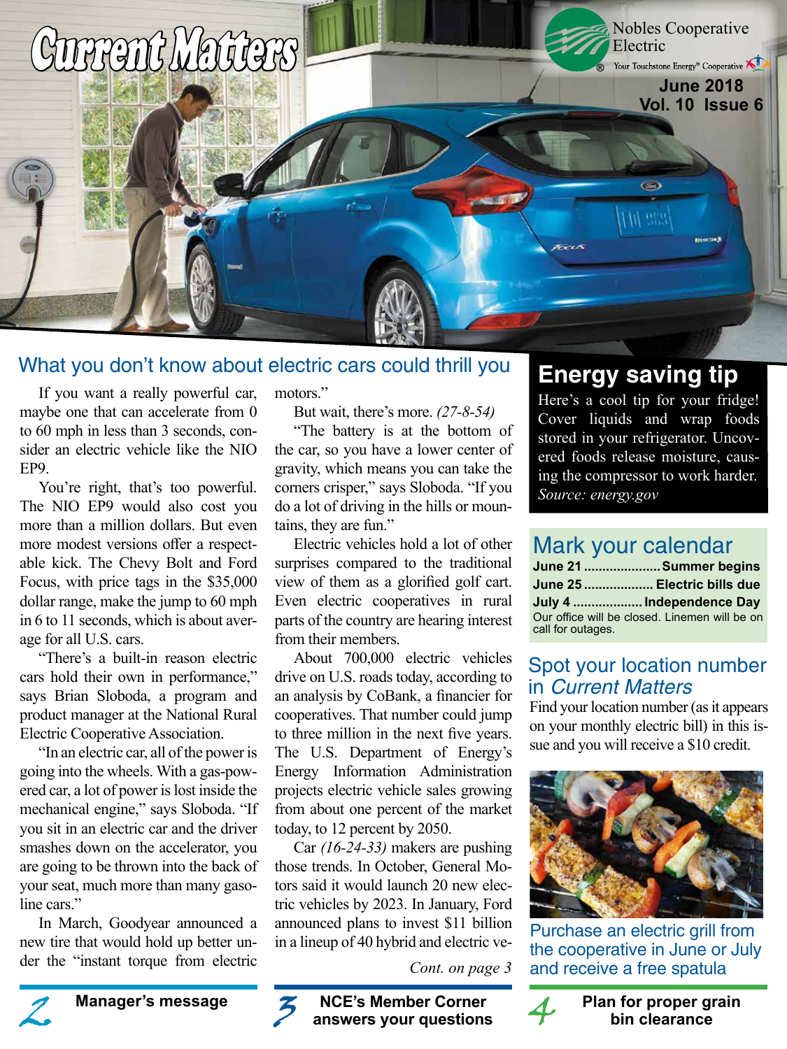# Current Matters

Nobles Cooperative Electric

Your Touchstone Energy® Cooperative

June 2018
Vol. 10 Issue 6

## What you don't know about electric cars could thrill you

If you want a really powerful car, maybe one that can accelerate from 0 to 60 mph in less than 3 seconds, consider an electric vehicle like the NIO EP9.

You're right, that's too powerful. The NIO EP9 would also cost you more than a million dollars. But even more modest versions offer a respectable kick. The Chevy Bolt and Ford Focus, with price tags in the $35,000 dollar range, make the jump to 60 mph in 6 to 11 seconds, which is about average for all U.S. cars.

"There's a built-in reason electric cars hold their own in performance," says Brian Sloboda, a program and product manager at the National Rural Electric Cooperative Association.

"In an electric car, all of the power is going into the wheels. With a gas-powered car, a lot of power is lost inside the mechanical engine," says Sloboda. "If you sit in an electric car and the driver smashes down on the accelerator, you are going to be thrown into the back of your seat, much more than many gasoline cars."

In March, Goodyear announced a new tire that would hold up better under the "instant torque from electric motors."

But wait, there's more. *(27-8-54)*

"The battery is at the bottom of the car, so you have a lower center of gravity, which means you can take the corners crisper," says Sloboda. "If you do a lot of driving in the hills or mountains, they are fun."

Electric vehicles hold a lot of other surprises compared to the traditional view of them as a glorified golf cart. Even electric cooperatives in rural parts of the country are hearing interest from their members.

About 700,000 electric vehicles drive on U.S. roads today, according to an analysis by CoBank, a financier for cooperatives. That number could jump to three million in the next five years. The U.S. Department of Energy's Energy Information Administration projects electric vehicle sales growing from about one percent of the market today, to 12 percent by 2050.

Car *(16-24-33)* makers are pushing those trends. In October, General Motors said it would launch 20 new electric vehicles by 2023. In January, Ford announced plans to invest $11 billion in a lineup of 40 hybrid and electric ve-

*Cont. on page 3*

## Energy saving tip

Here's a cool tip for your fridge! Cover liquids and wrap foods stored in your refrigerator. Uncovered foods release moisture, causing the compressor to work harder. *Source: energy.gov*

## Mark your calendar

**June 21** .................... **Summer begins**
**June 25** .................. **Electric bills due**
**July 4** .................. **Independence Day**
Our office will be closed. Linemen will be on call for outages.

## Spot your location number in *Current Matters*

Find your location number (as it appears on your monthly electric bill) in this issue and you will receive a $10 credit.

Purchase an electric grill from the cooperative in June or July and receive a free spatula

**2** **Manager's message**

**3** **NCE's Member Corner answers your questions**

**4** **Plan for proper grain bin clearance**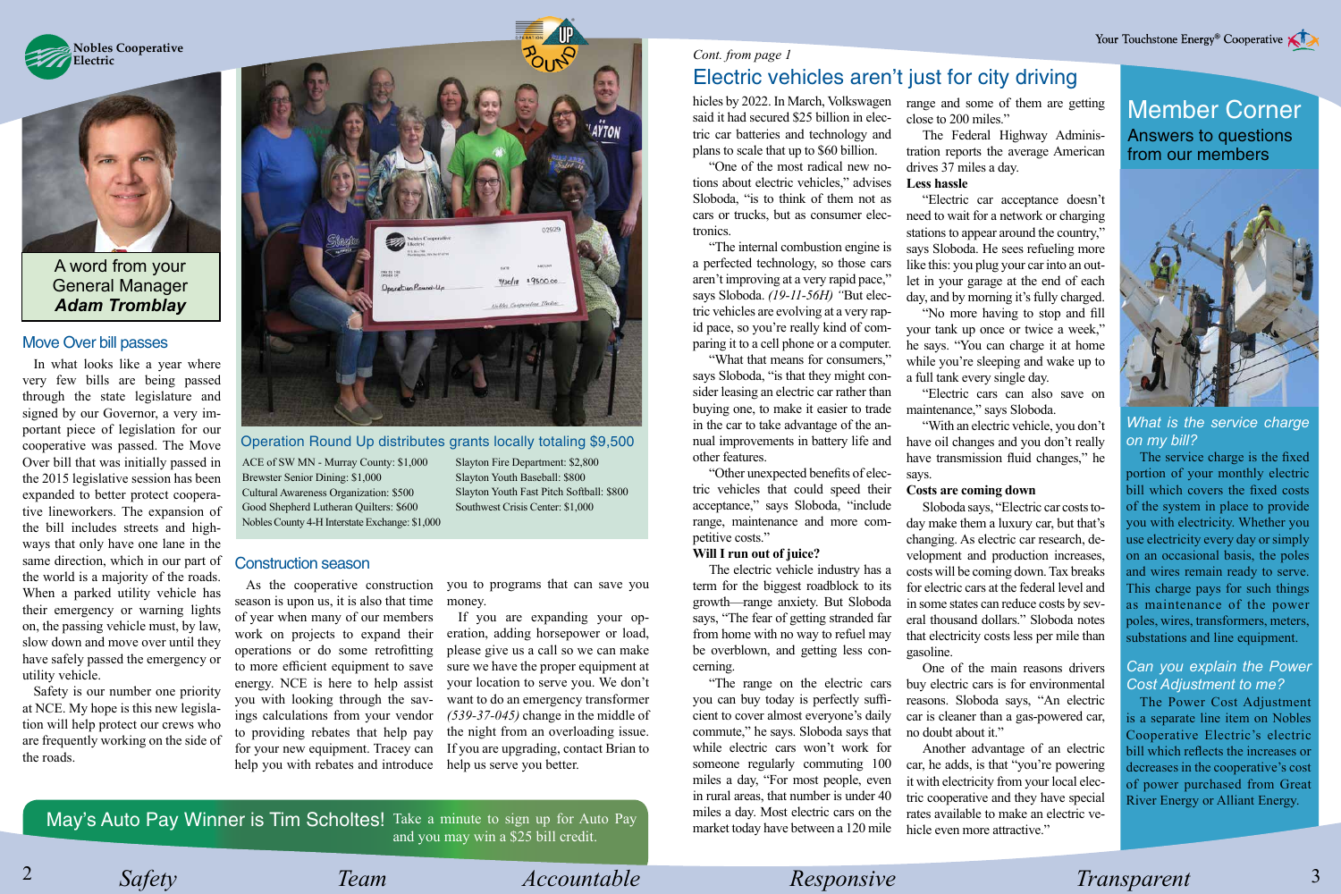Nobles Cooperative Electric

## A word from your General Manager *Adam Tromblay*

### Move Over bill passes

In what looks like a year where very few bills are being passed through the state legislature and signed by our Governor, a very important piece of legislation for our cooperative was passed. The Move Over bill that was initially passed in the 2015 legislative session has been expanded to better protect cooperative lineworkers. The expansion of the bill includes streets and highways that only have one lane in the same direction, which in our part of the world is a majority of the roads. When a parked utility vehicle has their emergency or warning lights on, the passing vehicle must, by law, slow down and move over until they have safely passed the emergency or utility vehicle.

Safety is our number one priority at NCE. My hope is this new legislation will help protect our crews who are frequently working on the side of the roads.

### Operation Round Up distributes grants locally totaling $9,500

ACE of SW MN - Murray County: $1,000
Brewster Senior Dining: $1,000
Cultural Awareness Organization: $500
Good Shepherd Lutheran Quilters: $600
Nobles County 4-H Interstate Exchange: $1,000
Slayton Fire Department: $2,800
Slayton Youth Baseball: $800
Slayton Youth Fast Pitch Softball: $800
Southwest Crisis Center: $1,000

### Construction season

As the cooperative construction season is upon us, it is also that time of year when many of our members work on projects to expand their operations or do some retrofitting to more efficient equipment to save energy. NCE is here to help assist you with looking through the savings calculations from your vendor to providing rebates that help pay for your new equipment. Tracey can help you with rebates and introduce you to programs that can save you money.

If you are expanding your operation, adding horsepower or load, please give us a call so we can make sure we have the proper equipment at your location to serve you. We don't want to do an emergency transformer *(539-37-045)* change in the middle of the night from an overloading issue. If you are upgrading, contact Brian to help us serve you better.

**May's Auto Pay Winner is Tim Scholtes!** Take a minute to sign up for Auto Pay and you may win a $25 bill credit.

*Cont. from page 1*

## Electric vehicles aren't just for city driving

hicles by 2022. In March, Volkswagen said it had secured $25 billion in electric car batteries and technology and plans to scale that up to $60 billion.

"One of the most radical new notions about electric vehicles," advises Sloboda, "is to think of them not as cars or trucks, but as consumer electronics.

"The internal combustion engine is a perfected technology, so those cars aren't improving at a very rapid pace," says Sloboda. *(19-11-56H)* "But electric vehicles are evolving at a very rapid pace, so you're really kind of comparing it to a cell phone or a computer.

"What that means for consumers," says Sloboda, "is that they might consider leasing an electric car rather than buying one, to make it easier to trade in the car to take advantage of the annual improvements in battery life and other features.

"Other unexpected benefits of electric vehicles that could speed their acceptance," says Sloboda, "include range, maintenance and more competitive costs."

**Will I run out of juice?**

The electric vehicle industry has a term for the biggest roadblock to its growth—range anxiety. But Sloboda says, "The fear of getting stranded far from home with no way to refuel may be overblown, and getting less concerning.

"The range on the electric cars you can buy today is perfectly sufficient to cover almost everyone's daily commute," he says. Sloboda says that while electric cars won't work for someone regularly commuting 100 miles a day, "For most people, even in rural areas, that number is under 40 miles a day. Most electric cars on the market today have between a 120 mile range and some of them are getting close to 200 miles."

The Federal Highway Administration reports the average American drives 37 miles a day.

**Less hassle**

"Electric car acceptance doesn't need to wait for a network or charging stations to appear around the country," says Sloboda. He sees refueling more like this: you plug your car into an outlet in your garage at the end of each day, and by morning it's fully charged.

"No more having to stop and fill your tank up once or twice a week," he says. "You can charge it at home while you're sleeping and wake up to a full tank every single day.

"Electric cars can also save on maintenance," says Sloboda.

"With an electric vehicle, you don't have oil changes and you don't really have transmission fluid changes," he says.

**Costs are coming down**

Sloboda says, "Electric car costs today make them a luxury car, but that's changing. As electric car research, development and production increases, costs will be coming down. Tax breaks for electric cars at the federal level and in some states can reduce costs by several thousand dollars." Sloboda notes that electricity costs less per mile than gasoline.

One of the main reasons drivers buy electric cars is for environmental reasons. Sloboda says, "An electric car is cleaner than a gas-powered car, no doubt about it."

Another advantage of an electric car, he adds, is that "you're powering it with electricity from your local electric cooperative and they have special rates available to make an electric vehicle even more attractive."

## Member Corner

### Answers to questions from our members

#### *What is the service charge on my bill?*

The service charge is the fixed portion of your monthly electric bill which covers the fixed costs of the system in place to provide you with electricity. Whether you use electricity every day or simply on an occasional basis, the poles and wires remain ready to serve. This charge pays for such things as maintenance of the power poles, wires, transformers, meters, substations and line equipment.

#### *Can you explain the Power Cost Adjustment to me?*

The Power Cost Adjustment is a separate line item on Nobles Cooperative Electric's electric bill which reflects the increases or decreases in the cooperative's cost of power purchased from Great River Energy or Alliant Energy.

*Safety* *Team* *Accountable* *Responsive* *Transparent*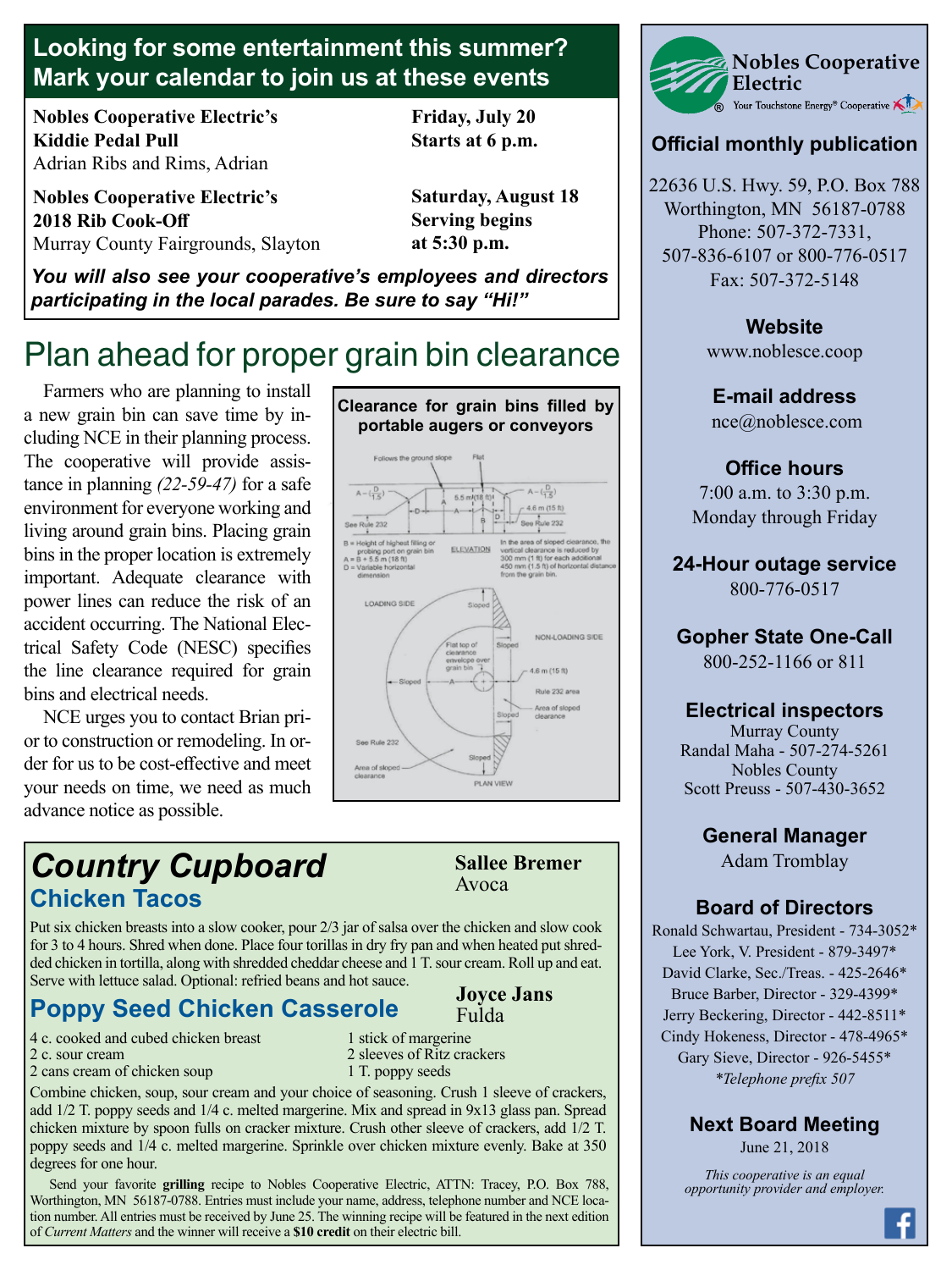## Looking for some entertainment this summer? Mark your calendar to join us at these events

**Nobles Cooperative Electric's Kiddie Pedal Pull**
Adrian Ribs and Rims, Adrian
**Friday, July 20**
**Starts at 6 p.m.**

**Nobles Cooperative Electric's 2018 Rib Cook-Off**
Murray County Fairgrounds, Slayton
**Saturday, August 18**
**Serving begins at 5:30 p.m.**

***You will also see your cooperative's employees and directors participating in the local parades. Be sure to say "Hi!"***

# Plan ahead for proper grain bin clearance

Farmers who are planning to install a new grain bin can save time by including NCE in their planning process. The cooperative will provide assistance in planning *(22-59-47)* for a safe environment for everyone working and living around grain bins. Placing grain bins in the proper location is extremely important. Adequate clearance with power lines can reduce the risk of an accident occurring. The National Electrical Safety Code (NESC) specifies the line clearance required for grain bins and electrical needs.

NCE urges you to contact Brian prior to construction or remodeling. In order for us to be cost-effective and meet your needs on time, we need as much advance notice as possible.

**Clearance for grain bins filled by portable augers or conveyors**

Follows the ground slope
Flat
$A - \left(\frac{D}{1.5}\right)$
5.5 m (18 ft)
4.6 m (15 ft)
See Rule 232
B = Height of highest filling or probing port on grain bin
A = B + 5.5 m (18 ft)
D = Variable horizontal dimension
ELEVATION
In the area of sloped clearance, the vertical clearance is reduced by 300 mm (1 ft) for each additional 450 mm (1.5 ft) of horizontal distance from the grain bin.
LOADING SIDE
NON-LOADING SIDE
Sloped
Flat top of clearance envelope over grain bin
Rule 232 area
Area of sloped clearance
PLAN VIEW

# *Country Cupboard*

## Chicken Tacos

**Sallee Bremer**
Avoca

Put six chicken breasts into a slow cooker, pour 2/3 jar of salsa over the chicken and slow cook for 3 to 4 hours. Shred when done. Place four torillas in dry fry pan and when heated put shredded chicken in tortilla, along with shredded cheddar cheese and 1 T. sour cream. Roll up and eat. Serve with lettuce salad. Optional: refried beans and hot sauce.

## Poppy Seed Chicken Casserole

**Joyce Jans**
Fulda

- 4 c. cooked and cubed chicken breast
- 2 c. sour cream
- 2 cans cream of chicken soup
- 1 stick of margerine
- 2 sleeves of Ritz crackers
- 1 T. poppy seeds

Combine chicken, soup, sour cream and your choice of seasoning. Crush 1 sleeve of crackers, add 1/2 T. poppy seeds and 1/4 c. melted margerine. Mix and spread in 9x13 glass pan. Spread chicken mixture by spoon fulls on cracker mixture. Crush other sleeve of crackers, add 1/2 T. poppy seeds and 1/4 c. melted margerine. Sprinkle over chicken mixture evenly. Bake at 350 degrees for one hour.

Send your favorite **grilling** recipe to Nobles Cooperative Electric, ATTN: Tracey, P.O. Box 788, Worthington, MN 56187-0788. Entries must include your name, address, telephone number and NCE location number. All entries must be received by June 25. The winning recipe will be featured in the next edition of *Current Matters* and the winner will receive a **$10 credit** on their electric bill.

---

**Nobles Cooperative Electric**
Your Touchstone Energy® Cooperative

### Official monthly publication

22636 U.S. Hwy. 59, P.O. Box 788
Worthington, MN 56187-0788
Phone: 507-372-7331,
507-836-6107 or 800-776-0517
Fax: 507-372-5148

### Website
www.noblesce.coop

### E-mail address
nce@noblesce.com

### Office hours
7:00 a.m. to 3:30 p.m.
Monday through Friday

### 24-Hour outage service
800-776-0517

### Gopher State One-Call
800-252-1166 or 811

### Electrical inspectors
Murray County
Randal Maha - 507-274-5261
Nobles County
Scott Preuss - 507-430-3652

### General Manager
Adam Tromblay

### Board of Directors
Ronald Schwartau, President - 734-3052*
Lee York, V. President - 879-3497*
David Clarke, Sec./Treas. - 425-2646*
Bruce Barber, Director - 329-4399*
Jerry Beckering, Director - 442-8511*
Cindy Hokeness, Director - 478-4965*
Gary Sieve, Director - 926-5455*
**Telephone prefix 507*

### Next Board Meeting
June 21, 2018

*This cooperative is an equal opportunity provider and employer.*